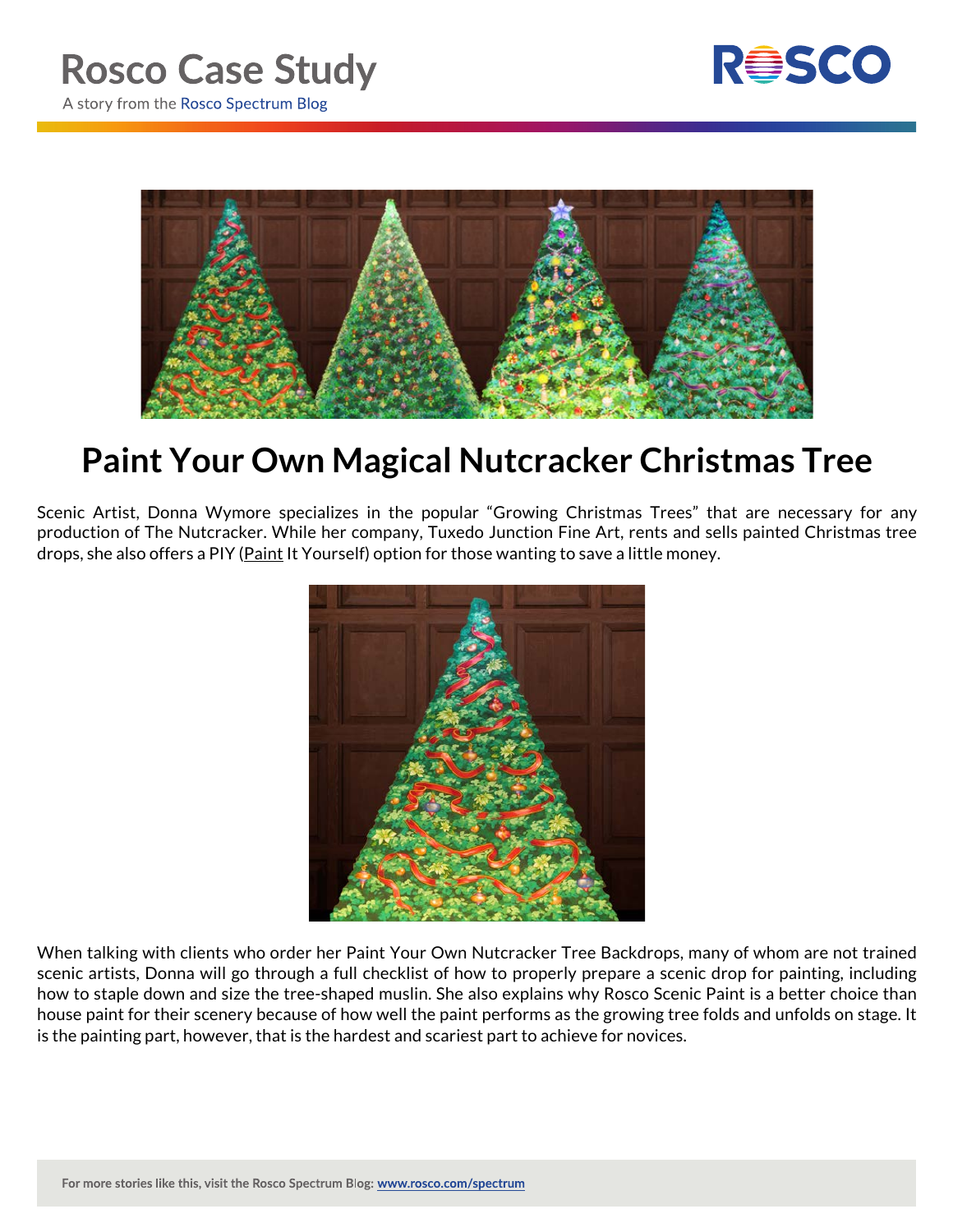# Rosco Case Study

A story from the Rosco Spectrum Blog

## Paint Your Own Magical Nutcracker Christmas Tree

Scenic Artist, Donna Wymore specializes in the popular "Growing Christmas Trees" that are necessary for any production of The Nutcracker. While her company, Tuxedo Junction Fine Art, rents and sells painted Christmas tree drops, she also offers a PIY (Paint It Yourself) option for those wanting to save a little money.

When talking with clients who order her Paint Your Own Nutcracker Tree Backdrops, many of whom are not trained scenic artists, Donna will go through a full checklist of how to properly prepare a scenic drop for painting, including how to staple down and size the tree-shaped muslin. She also explains why Rosco Scenic Paint is a better choice than house paint for their scenery because of how well the paint performs as the growing tree folds and unfolds on stage. It is the painting part, however, that is the hardest and scariest part to achieve for novices.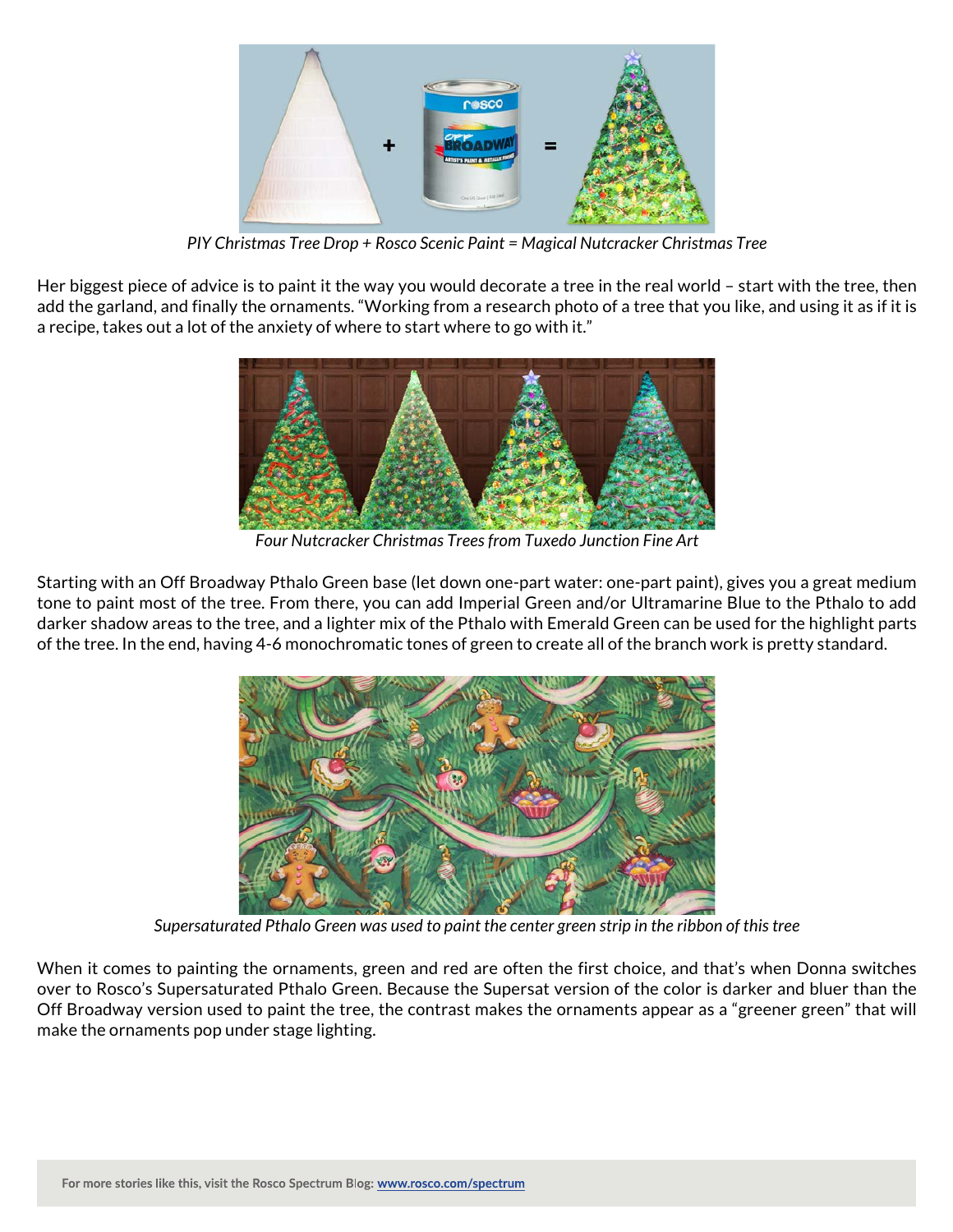*PIY Christmas Tree Drop + Rosco Scenic Paint = Magical Nutcracker Christmas Tree*

Her biggest piece of advice is to paint it the way you would decorate a tree in the real world – start with the tree, then add the garland, and finally the ornaments. "Working from a research photo of a tree that you like, and using it as if it is a recipe, takes out a lot of the anxiety of where to start where to go with it."

*Four Nutcracker Christmas Trees from Tuxedo Junction Fine Art*

Starting with an Off Broadway Pthalo Green base (let down one-part water: one-part paint), gives you a great medium tone to paint most of the tree. From there, you can add Imperial Green and/or Ultramarine Blue to the Pthalo to add darker shadow areas to the tree, and a lighter mix of the Pthalo with Emerald Green can be used for the highlight parts of the tree. In the end, having 4-6 monochromatic tones of green to create all of the branch work is pretty standard.

*Supersaturated Pthalo Green was used to paint the center green strip in the ribbon of this tree*

When it comes to painting the ornaments, green and red are often the first choice, and that's when Donna switches over to Rosco's Supersaturated Pthalo Green. Because the Supersat version of the color is darker and bluer than the Off Broadway version used to paint the tree, the contrast makes the ornaments appear as a "greener green" that will make the ornaments pop under stage lighting.

For more stories like this, visit the Rosco Spectrum Blog: www.rosco.com/spectrum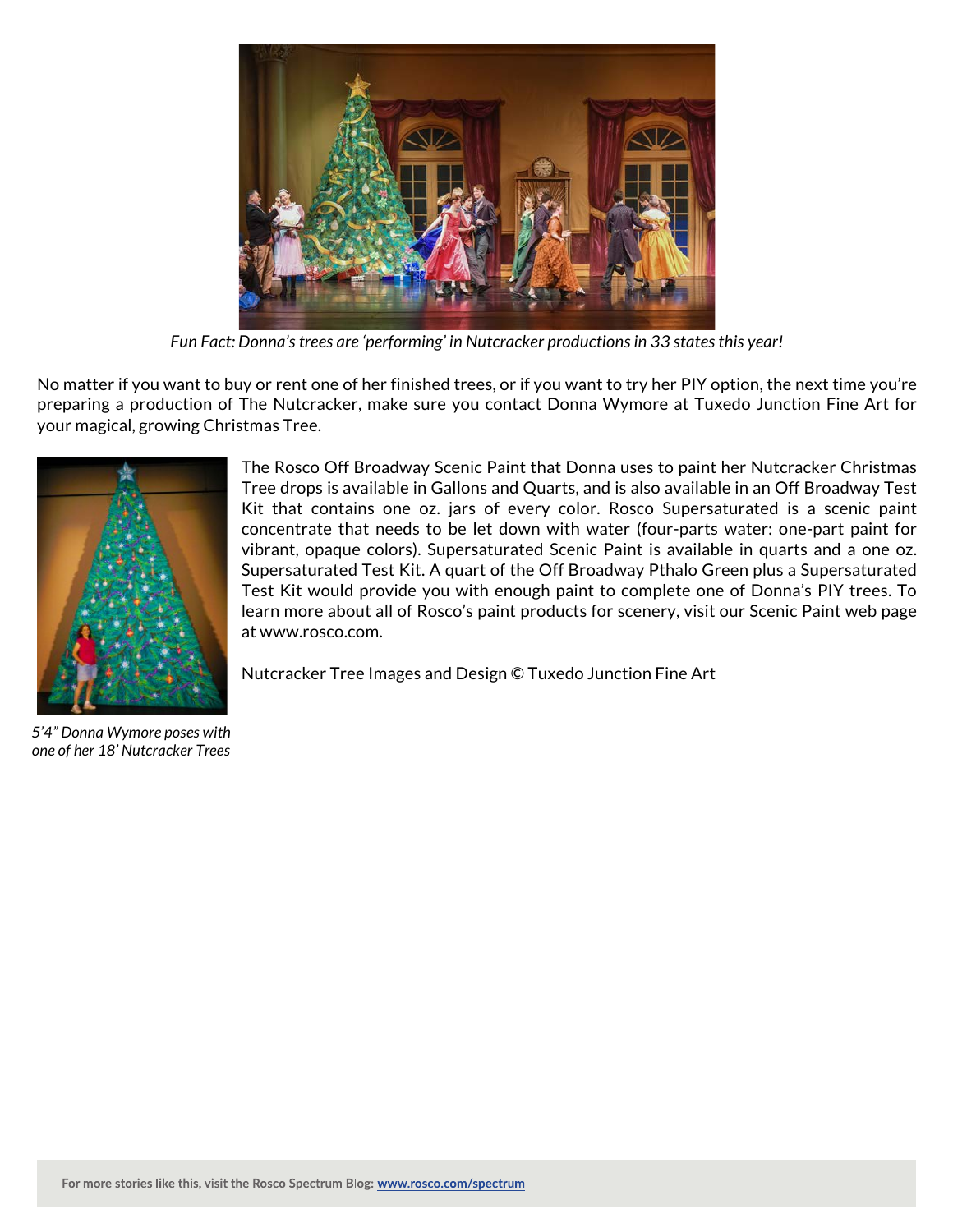*Fun Fact: Donna's trees are 'performing' in Nutcracker productions in 33 states this year!*

No matter if you want to buy or rent one of her finished trees, or if you want to try her PIY option, the next time you're preparing a production of The Nutcracker, make sure you contact Donna Wymore at Tuxedo Junction Fine Art for your magical, growing Christmas Tree.

*5'4" Donna Wymore poses with one of her 18' Nutcracker Trees*

The Rosco Off Broadway Scenic Paint that Donna uses to paint her Nutcracker Christmas Tree drops is available in Gallons and Quarts, and is also available in an Off Broadway Test Kit that contains one oz. jars of every color. Rosco Supersaturated is a scenic paint concentrate that needs to be let down with water (four-parts water: one-part paint for vibrant, opaque colors). Supersaturated Scenic Paint is available in quarts and a one oz. Supersaturated Test Kit. A quart of the Off Broadway Pthalo Green plus a Supersaturated Test Kit would provide you with enough paint to complete one of Donna's PIY trees. To learn more about all of Rosco's paint products for scenery, visit our Scenic Paint web page at www.rosco.com.

Nutcracker Tree Images and Design © Tuxedo Junction Fine Art

For more stories like this, visit the Rosco Spectrum Blog: [www.rosco.com/spectrum](www.rosco.com/spectrum)